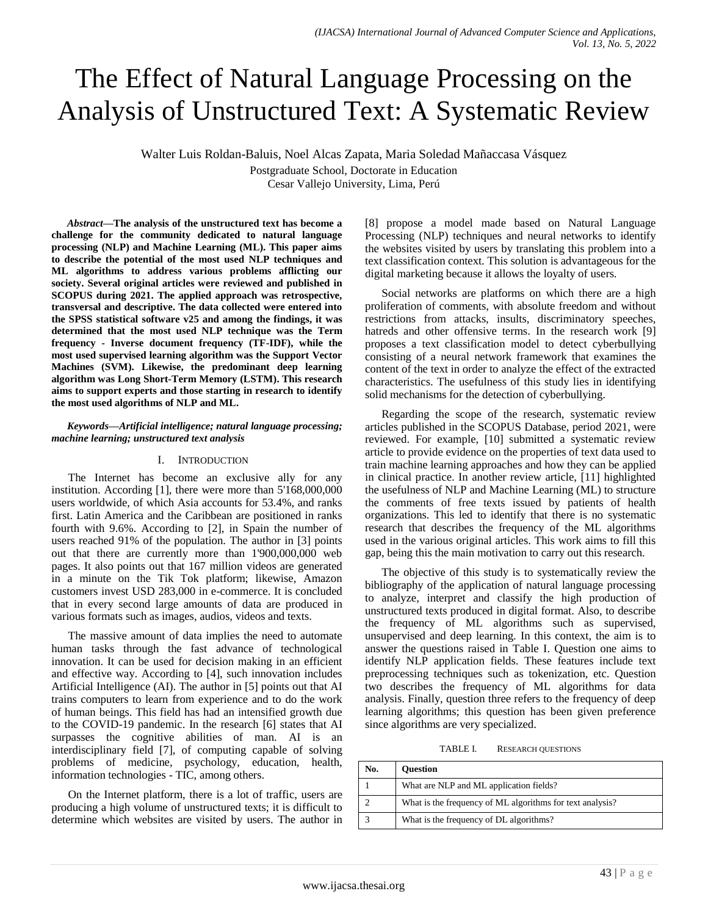# The Effect of Natural Language Processing on the Analysis of Unstructured Text: A Systematic Review

Walter Luis Roldan-Baluis, Noel Alcas Zapata, Maria Soledad Mañaccasa Vásquez

Postgraduate School, Doctorate in Education
Cesar Vallejo University, Lima, Perú

***Abstract*—The analysis of the unstructured text has become a challenge for the community dedicated to natural language processing (NLP) and Machine Learning (ML). This paper aims to describe the potential of the most used NLP techniques and ML algorithms to address various problems afflicting our society. Several original articles were reviewed and published in SCOPUS during 2021. The applied approach was retrospective, transversal and descriptive. The data collected were entered into the SPSS statistical software v25 and among the findings, it was determined that the most used NLP technique was the Term frequency - Inverse document frequency (TF-IDF), while the most used supervised learning algorithm was the Support Vector Machines (SVM). Likewise, the predominant deep learning algorithm was Long Short-Term Memory (LSTM). This research aims to support experts and those starting in research to identify the most used algorithms of NLP and ML.**

***Keywords*—*Artificial intelligence; natural language processing; machine learning; unstructured text analysis***

## I. Introduction

The Internet has become an exclusive ally for any institution. According [1], there were more than 5'168,000,000 users worldwide, of which Asia accounts for 53.4%, and ranks first. Latin America and the Caribbean are positioned in ranks fourth with 9.6%. According to [2], in Spain the number of users reached 91% of the population. The author in [3] points out that there are currently more than 1'900,000,000 web pages. It also points out that 167 million videos are generated in a minute on the Tik Tok platform; likewise, Amazon customers invest USD 283,000 in e-commerce. It is concluded that in every second large amounts of data are produced in various formats such as images, audios, videos and texts.

The massive amount of data implies the need to automate human tasks through the fast advance of technological innovation. It can be used for decision making in an efficient and effective way. According to [4], such innovation includes Artificial Intelligence (AI). The author in [5] points out that AI trains computers to learn from experience and to do the work of human beings. This field has had an intensified growth due to the COVID-19 pandemic. In the research [6] states that AI surpasses the cognitive abilities of man. AI is an interdisciplinary field [7], of computing capable of solving problems of medicine, psychology, education, health, information technologies - TIC, among others.

On the Internet platform, there is a lot of traffic, users are producing a high volume of unstructured texts; it is difficult to determine which websites are visited by users. The author in [8] propose a model made based on Natural Language Processing (NLP) techniques and neural networks to identify the websites visited by users by translating this problem into a text classification context. This solution is advantageous for the digital marketing because it allows the loyalty of users.

Social networks are platforms on which there are a high proliferation of comments, with absolute freedom and without restrictions from attacks, insults, discriminatory speeches, hatreds and other offensive terms. In the research work [9] proposes a text classification model to detect cyberbullying consisting of a neural network framework that examines the content of the text in order to analyze the effect of the extracted characteristics. The usefulness of this study lies in identifying solid mechanisms for the detection of cyberbullying.

Regarding the scope of the research, systematic review articles published in the SCOPUS Database, period 2021, were reviewed. For example, [10] submitted a systematic review article to provide evidence on the properties of text data used to train machine learning approaches and how they can be applied in clinical practice. In another review article, [11] highlighted the usefulness of NLP and Machine Learning (ML) to structure the comments of free texts issued by patients of health organizations. This led to identify that there is no systematic research that describes the frequency of the ML algorithms used in the various original articles. This work aims to fill this gap, being this the main motivation to carry out this research.

The objective of this study is to systematically review the bibliography of the application of natural language processing to analyze, interpret and classify the high production of unstructured texts produced in digital format. Also, to describe the frequency of ML algorithms such as supervised, unsupervised and deep learning. In this context, the aim is to answer the questions raised in Table I. Question one aims to identify NLP application fields. These features include text preprocessing techniques such as tokenization, etc. Question two describes the frequency of ML algorithms for data analysis. Finally, question three refers to the frequency of deep learning algorithms; this question has been given preference since algorithms are very specialized.

TABLE I. Research Questions

| No. | Question |
|---|---|
| 1 | What are NLP and ML application fields? |
| 2 | What is the frequency of ML algorithms for text analysis? |
| 3 | What is the frequency of DL algorithms? |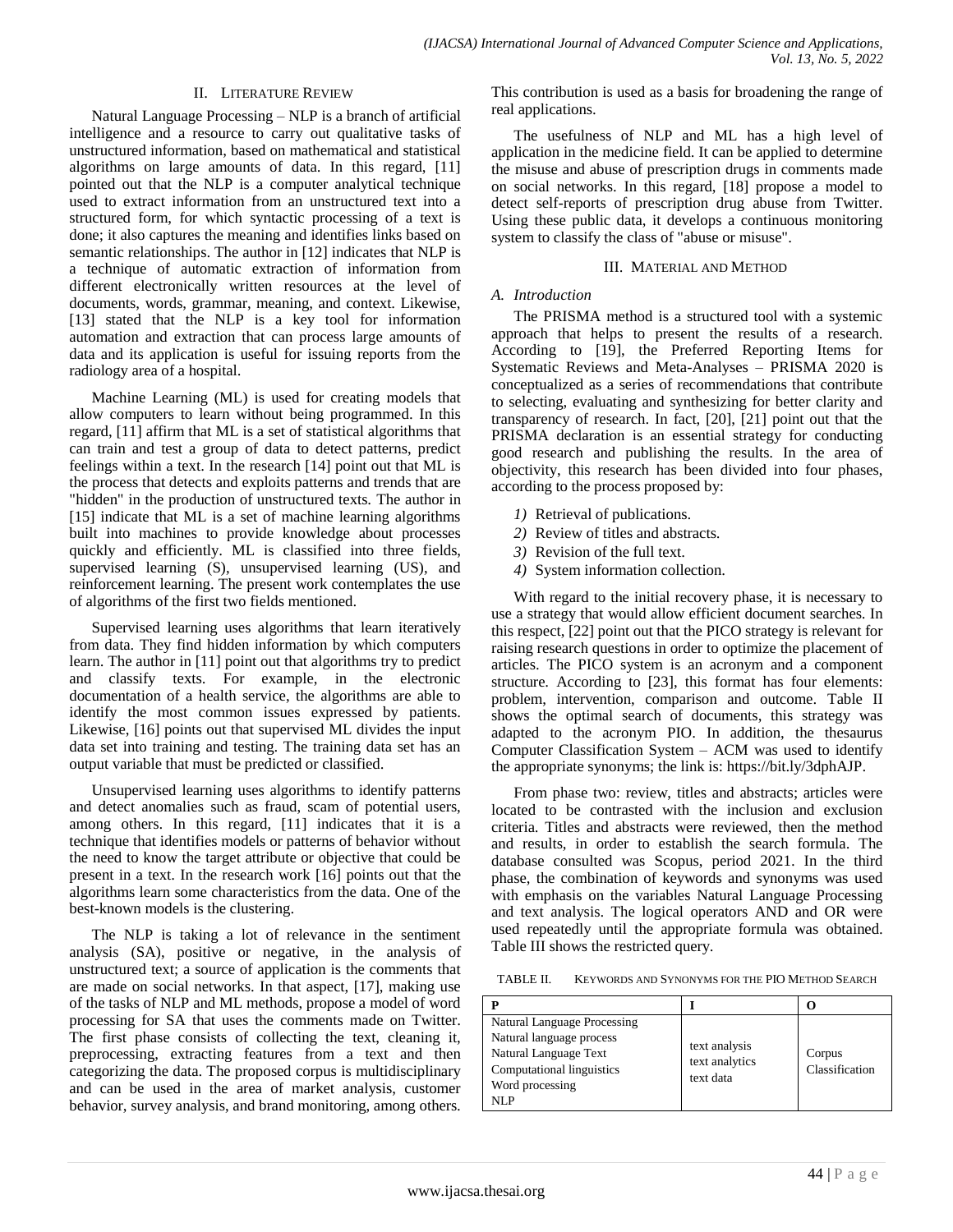## II. Literature Review

Natural Language Processing – NLP is a branch of artificial intelligence and a resource to carry out qualitative tasks of unstructured information, based on mathematical and statistical algorithms on large amounts of data. In this regard, [11] pointed out that the NLP is a computer analytical technique used to extract information from an unstructured text into a structured form, for which syntactic processing of a text is done; it also captures the meaning and identifies links based on semantic relationships. The author in [12] indicates that NLP is a technique of automatic extraction of information from different electronically written resources at the level of documents, words, grammar, meaning, and context. Likewise, [13] stated that the NLP is a key tool for information automation and extraction that can process large amounts of data and its application is useful for issuing reports from the radiology area of a hospital.

Machine Learning (ML) is used for creating models that allow computers to learn without being programmed. In this regard, [11] affirm that ML is a set of statistical algorithms that can train and test a group of data to detect patterns, predict feelings within a text. In the research [14] point out that ML is the process that detects and exploits patterns and trends that are "hidden" in the production of unstructured texts. The author in [15] indicate that ML is a set of machine learning algorithms built into machines to provide knowledge about processes quickly and efficiently. ML is classified into three fields, supervised learning (S), unsupervised learning (US), and reinforcement learning. The present work contemplates the use of algorithms of the first two fields mentioned.

Supervised learning uses algorithms that learn iteratively from data. They find hidden information by which computers learn. The author in [11] point out that algorithms try to predict and classify texts. For example, in the electronic documentation of a health service, the algorithms are able to identify the most common issues expressed by patients. Likewise, [16] points out that supervised ML divides the input data set into training and testing. The training data set has an output variable that must be predicted or classified.

Unsupervised learning uses algorithms to identify patterns and detect anomalies such as fraud, scam of potential users, among others. In this regard, [11] indicates that it is a technique that identifies models or patterns of behavior without the need to know the target attribute or objective that could be present in a text. In the research work [16] points out that the algorithms learn some characteristics from the data. One of the best-known models is the clustering.

The NLP is taking a lot of relevance in the sentiment analysis (SA), positive or negative, in the analysis of unstructured text; a source of application is the comments that are made on social networks. In that aspect, [17], making use of the tasks of NLP and ML methods, propose a model of word processing for SA that uses the comments made on Twitter. The first phase consists of collecting the text, cleaning it, preprocessing, extracting features from a text and then categorizing the data. The proposed corpus is multidisciplinary and can be used in the area of market analysis, customer behavior, survey analysis, and brand monitoring, among others. This contribution is used as a basis for broadening the range of real applications.

The usefulness of NLP and ML has a high level of application in the medicine field. It can be applied to determine the misuse and abuse of prescription drugs in comments made on social networks. In this regard, [18] propose a model to detect self-reports of prescription drug abuse from Twitter. Using these public data, it develops a continuous monitoring system to classify the class of "abuse or misuse".

## III. Material and Method

### A. Introduction

The PRISMA method is a structured tool with a systemic approach that helps to present the results of a research. According to [19], the Preferred Reporting Items for Systematic Reviews and Meta-Analyses – PRISMA 2020 is conceptualized as a series of recommendations that contribute to selecting, evaluating and synthesizing for better clarity and transparency of research. In fact, [20], [21] point out that the PRISMA declaration is an essential strategy for conducting good research and publishing the results. In the area of objectivity, this research has been divided into four phases, according to the process proposed by:

1) Retrieval of publications.
2) Review of titles and abstracts.
3) Revision of the full text.
4) System information collection.

With regard to the initial recovery phase, it is necessary to use a strategy that would allow efficient document searches. In this respect, [22] point out that the PICO strategy is relevant for raising research questions in order to optimize the placement of articles. The PICO system is an acronym and a component structure. According to [23], this format has four elements: problem, intervention, comparison and outcome. Table II shows the optimal search of documents, this strategy was adapted to the acronym PIO. In addition, the thesaurus Computer Classification System – ACM was used to identify the appropriate synonyms; the link is: https://bit.ly/3dphAJP.

From phase two: review, titles and abstracts; articles were located to be contrasted with the inclusion and exclusion criteria. Titles and abstracts were reviewed, then the method and results, in order to establish the search formula. The database consulted was Scopus, period 2021. In the third phase, the combination of keywords and synonyms was used with emphasis on the variables Natural Language Processing and text analysis. The logical operators AND and OR were used repeatedly until the appropriate formula was obtained. Table III shows the restricted query.

TABLE II. Keywords and Synonyms for the PIO Method Search

| P | I | O |
|---|---|---|
| Natural Language Processing<br>Natural language process<br>Natural Language Text<br>Computational linguistics<br>Word processing<br>NLP | text analysis<br>text analytics<br>text data | Corpus<br>Classification |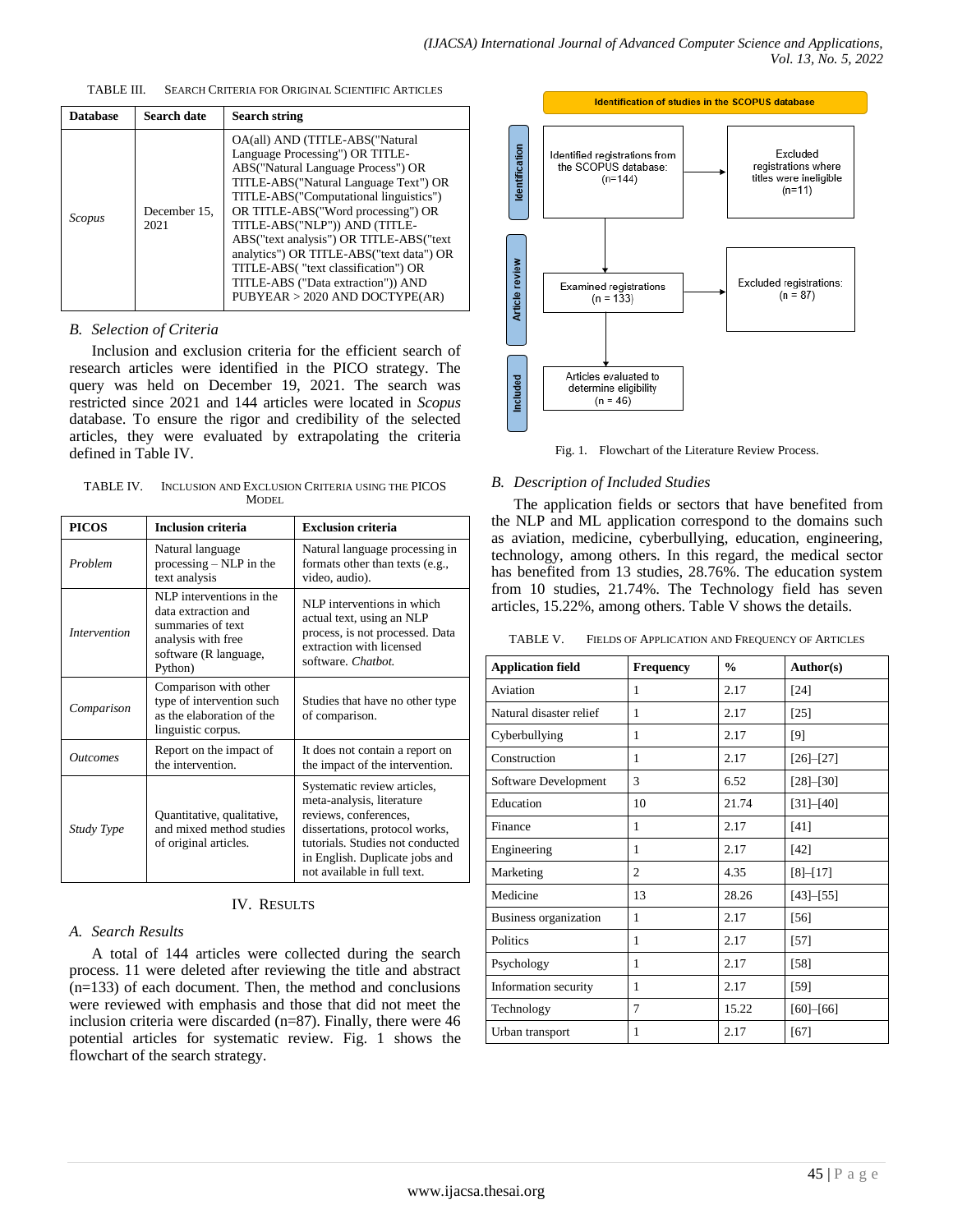TABLE III. SEARCH CRITERIA FOR ORIGINAL SCIENTIFIC ARTICLES

| Database | Search date | Search string |
|---|---|---|
| *Scopus* | December 15, 2021 | OA(all) AND (TITLE-ABS("Natural Language Processing") OR TITLE-ABS("Natural Language Process") OR TITLE-ABS("Natural Language Text") OR TITLE-ABS("Computational linguistics") OR TITLE-ABS("Word processing") OR TITLE-ABS("NLP")) AND (TITLE-ABS("text analysis") OR TITLE-ABS("text analytics") OR TITLE-ABS("text data") OR TITLE-ABS( "text classification") OR TITLE-ABS ("Data extraction")) AND PUBYEAR > 2020 AND DOCTYPE(AR) |

## B. Selection of Criteria

Inclusion and exclusion criteria for the efficient search of research articles were identified in the PICO strategy. The query was held on December 19, 2021. The search was restricted since 2021 and 144 articles were located in *Scopus* database. To ensure the rigor and credibility of the selected articles, they were evaluated by extrapolating the criteria defined in Table IV.

TABLE IV. INCLUSION AND EXCLUSION CRITERIA USING THE PICOS MODEL

| PICOS | Inclusion criteria | Exclusion criteria |
|---|---|---|
| *Problem* | Natural language processing – NLP in the text analysis | Natural language processing in formats other than texts (e.g., video, audio). |
| *Intervention* | NLP interventions in the data extraction and summaries of text analysis with free software (R language, Python) | NLP interventions in which actual text, using an NLP process, is not processed. Data extraction with licensed software. *Chatbot.* |
| *Comparison* | Comparison with other type of intervention such as the elaboration of the linguistic corpus. | Studies that have no other type of comparison. |
| *Outcomes* | Report on the impact of the intervention. | It does not contain a report on the impact of the intervention. |
| *Study Type* | Quantitative, qualitative, and mixed method studies of original articles. | Systematic review articles, meta-analysis, literature reviews, conferences, dissertations, protocol works, tutorials. Studies not conducted in English. Duplicate jobs and not available in full text. |

# IV. RESULTS

## A. Search Results

A total of 144 articles were collected during the search process. 11 were deleted after reviewing the title and abstract (n=133) of each document. Then, the method and conclusions were reviewed with emphasis and those that did not meet the inclusion criteria were discarded (n=87). Finally, there were 46 potential articles for systematic review. Fig. 1 shows the flowchart of the search strategy.

Identification of studies in the SCOPUS database

Identification: Identified registrations from the SCOPUS database: (n=144) → Excluded registrations where titles were ineligible (n=11)

Article review: Examined registrations (n = 133) → Excluded registrations: (n = 87)

Included: Articles evaluated to determine eligibility (n = 46)

Fig. 1. Flowchart of the Literature Review Process.

## B. Description of Included Studies

The application fields or sectors that have benefited from the NLP and ML application correspond to the domains such as aviation, medicine, cyberbullying, education, engineering, technology, among others. In this regard, the medical sector has benefited from 13 studies, 28.76%. The education system from 10 studies, 21.74%. The Technology field has seven articles, 15.22%, among others. Table V shows the details.

TABLE V. FIELDS OF APPLICATION AND FREQUENCY OF ARTICLES

| Application field | Frequency | % | Author(s) |
|---|---|---|---|
| Aviation | 1 | 2.17 | [24] |
| Natural disaster relief | 1 | 2.17 | [25] |
| Cyberbullying | 1 | 2.17 | [9] |
| Construction | 1 | 2.17 | [26]–[27] |
| Software Development | 3 | 6.52 | [28]–[30] |
| Education | 10 | 21.74 | [31]–[40] |
| Finance | 1 | 2.17 | [41] |
| Engineering | 1 | 2.17 | [42] |
| Marketing | 2 | 4.35 | [8]–[17] |
| Medicine | 13 | 28.26 | [43]–[55] |
| Business organization | 1 | 2.17 | [56] |
| Politics | 1 | 2.17 | [57] |
| Psychology | 1 | 2.17 | [58] |
| Information security | 1 | 2.17 | [59] |
| Technology | 7 | 15.22 | [60]–[66] |
| Urban transport | 1 | 2.17 | [67] |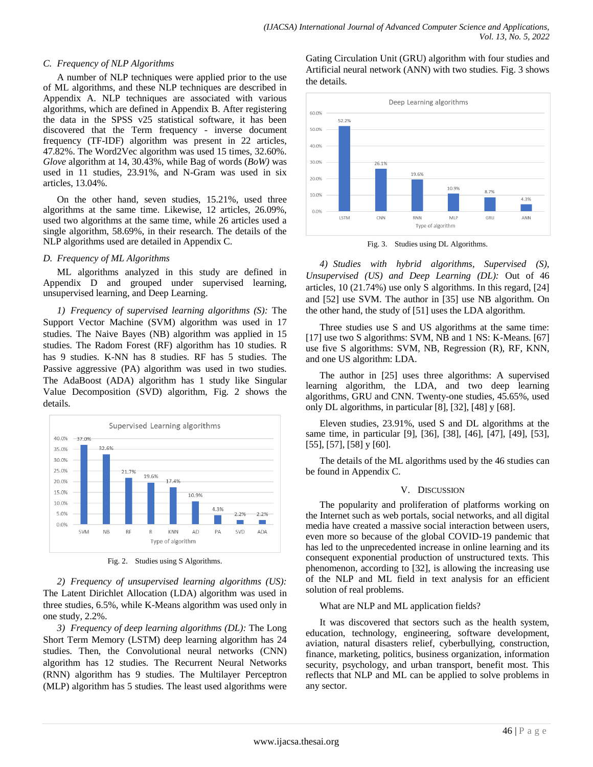### C. Frequency of NLP Algorithms

A number of NLP techniques were applied prior to the use of ML algorithms, and these NLP techniques are described in Appendix A. NLP techniques are associated with various algorithms, which are defined in Appendix B. After registering the data in the SPSS v25 statistical software, it has been discovered that the Term frequency - inverse document frequency (TF-IDF) algorithm was present in 22 articles, 47.82%. The Word2Vec algorithm was used 15 times, 32.60%. *Glove* algorithm at 14, 30.43%, while Bag of words (*BoW*) was used in 11 studies, 23.91%, and N-Gram was used in six articles, 13.04%.

On the other hand, seven studies, 15.21%, used three algorithms at the same time. Likewise, 12 articles, 26.09%, used two algorithms at the same time, while 26 articles used a single algorithm, 58.69%, in their research. The details of the NLP algorithms used are detailed in Appendix C.

### D. Frequency of ML Algorithms

ML algorithms analyzed in this study are defined in Appendix D and grouped under supervised learning, unsupervised learning, and Deep Learning.

*1) Frequency of supervised learning algorithms (S):* The Support Vector Machine (SVM) algorithm was used in 17 studies. The Naive Bayes (NB) algorithm was applied in 15 studies. The Radom Forest (RF) algorithm has 10 studies. R has 9 studies. K-NN has 8 studies. RF has 5 studies. The Passive aggressive (PA) algorithm was used in two studies. The AdaBoost (ADA) algorithm has 1 study like Singular Value Decomposition (SVD) algorithm, Fig. 2 shows the details.

Fig. 2. Studies using S Algorithms.

*2) Frequency of unsupervised learning algorithms (US):* The Latent Dirichlet Allocation (LDA) algorithm was used in three studies, 6.5%, while K-Means algorithm was used only in one study, 2.2%.

*3) Frequency of deep learning algorithms (DL):* The Long Short Term Memory (LSTM) deep learning algorithm has 24 studies. Then, the Convolutional neural networks (CNN) algorithm has 12 studies. The Recurrent Neural Networks (RNN) algorithm has 9 studies. The Multilayer Perceptron (MLP) algorithm has 5 studies. The least used algorithms were Gating Circulation Unit (GRU) algorithm with four studies and Artificial neural network (ANN) with two studies. Fig. 3 shows the details.

Fig. 3. Studies using DL Algorithms.

*4) Studies with hybrid algorithms, Supervised (S), Unsupervised (US) and Deep Learning (DL):* Out of 46 articles, 10 (21.74%) use only S algorithms. In this regard, [24] and [52] use SVM. The author in [35] use NB algorithm. On the other hand, the study of [51] uses the LDA algorithm.

Three studies use S and US algorithms at the same time: [17] use two S algorithms: SVM, NB and 1 NS: K-Means. [67] use five S algorithms: SVM, NB, Regression (R), RF, KNN, and one US algorithm: LDA.

The author in [25] uses three algorithms: A supervised learning algorithm, the LDA, and two deep learning algorithms, GRU and CNN. Twenty-one studies, 45.65%, used only DL algorithms, in particular [8], [32], [48] y [68].

Eleven studies, 23.91%, used S and DL algorithms at the same time, in particular [9], [36], [38], [46], [47], [49], [53], [55], [57], [58] y [60].

The details of the ML algorithms used by the 46 studies can be found in Appendix C.

## V. Discussion

The popularity and proliferation of platforms working on the Internet such as web portals, social networks, and all digital media have created a massive social interaction between users, even more so because of the global COVID-19 pandemic that has led to the unprecedented increase in online learning and its consequent exponential production of unstructured texts. This phenomenon, according to [32], is allowing the increasing use of the NLP and ML field in text analysis for an efficient solution of real problems.

What are NLP and ML application fields?

It was discovered that sectors such as the health system, education, technology, engineering, software development, aviation, natural disasters relief, cyberbullying, construction, finance, marketing, politics, business organization, information security, psychology, and urban transport, benefit most. This reflects that NLP and ML can be applied to solve problems in any sector.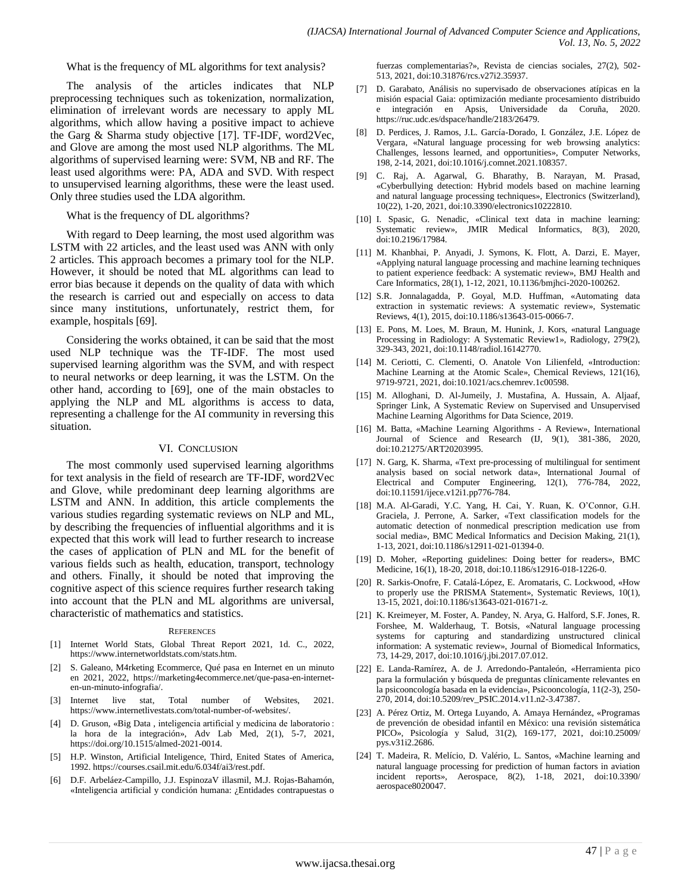What is the frequency of ML algorithms for text analysis?

The analysis of the articles indicates that NLP preprocessing techniques such as tokenization, normalization, elimination of irrelevant words are necessary to apply ML algorithms, which allow having a positive impact to achieve the Garg & Sharma study objective [17]. TF-IDF, word2Vec, and Glove are among the most used NLP algorithms. The ML algorithms of supervised learning were: SVM, NB and RF. The least used algorithms were: PA, ADA and SVD. With respect to unsupervised learning algorithms, these were the least used. Only three studies used the LDA algorithm.

What is the frequency of DL algorithms?

With regard to Deep learning, the most used algorithm was LSTM with 22 articles, and the least used was ANN with only 2 articles. This approach becomes a primary tool for the NLP. However, it should be noted that ML algorithms can lead to error bias because it depends on the quality of data with which the research is carried out and especially on access to data since many institutions, unfortunately, restrict them, for example, hospitals [69].

Considering the works obtained, it can be said that the most used NLP technique was the TF-IDF. The most used supervised learning algorithm was the SVM, and with respect to neural networks or deep learning, it was the LSTM. On the other hand, according to [69], one of the main obstacles to applying the NLP and ML algorithms is access to data, representing a challenge for the AI community in reversing this situation.

## VI. Conclusion

The most commonly used supervised learning algorithms for text analysis in the field of research are TF-IDF, word2Vec and Glove, while predominant deep learning algorithms are LSTM and ANN. In addition, this article complements the various studies regarding systematic reviews on NLP and ML, by describing the frequencies of influential algorithms and it is expected that this work will lead to further research to increase the cases of application of PLN and ML for the benefit of various fields such as health, education, transport, technology and others. Finally, it should be noted that improving the cognitive aspect of this science requires further research taking into account that the PLN and ML algorithms are universal, characteristic of mathematics and statistics.

## References

[1] Internet World Stats, Global Threat Report 2021, 1d. C., 2022, https://www.internetworldstats.com/stats.htm.

[2] S. Galeano, M4rketing Ecommerce, Qué pasa en Internet en un minuto en 2021, 2022, https://marketing4ecommerce.net/que-pasa-en-internet-en-un-minuto-infografia/.

[3] Internet live stat, Total number of Websites, 2021. https://www.internetlivestats.com/total-number-of-websites/.

[4] D. Gruson, «Big Data , inteligencia artificial y medicina de laboratorio : la hora de la integración», Adv Lab Med, 2(1), 5-7, 2021, https://doi.org/10.1515/almed-2021-0014.

[5] H.P. Winston, Artificial Inteligence, Third, Enited States of America, 1992. https://courses.csail.mit.edu/6.034f/ai3/rest.pdf.

[6] D.F. Arbeláez-Campillo, J.J. EspinozaV illasmil, M.J. Rojas-Bahamón, «Inteligencia artificial y condición humana: ¿Entidades contrapuestas o fuerzas complementarias?», Revista de ciencias sociales, 27(2), 502-513, 2021, doi:10.31876/rcs.v27i2.35937.

[7] D. Garabato, Análisis no supervisado de observaciones atípicas en la misión espacial Gaia: optimización mediante procesamiento distribuido e integración en Apsis, Universidade da Coruña, 2020. https://ruc.udc.es/dspace/handle/2183/26479.

[8] D. Perdices, J. Ramos, J.L. García-Dorado, I. González, J.E. López de Vergara, «Natural language processing for web browsing analytics: Challenges, lessons learned, and opportunities», Computer Networks, 198, 2-14, 2021, doi:10.1016/j.comnet.2021.108357.

[9] C. Raj, A. Agarwal, G. Bharathy, B. Narayan, M. Prasad, «Cyberbullying detection: Hybrid models based on machine learning and natural language processing techniques», Electronics (Switzerland), 10(22), 1-20, 2021, doi:10.3390/electronics10222810.

[10] I. Spasic, G. Nenadic, «Clinical text data in machine learning: Systematic review», JMIR Medical Informatics, 8(3), 2020, doi:10.2196/17984.

[11] M. Khanbhai, P. Anyadi, J. Symons, K. Flott, A. Darzi, E. Mayer, «Applying natural language processing and machine learning techniques to patient experience feedback: A systematic review», BMJ Health and Care Informatics, 28(1), 1-12, 2021, 10.1136/bmjhci-2020-100262.

[12] S.R. Jonnalagadda, P. Goyal, M.D. Huffman, «Automating data extraction in systematic reviews: A systematic review», Systematic Reviews, 4(1), 2015, doi:10.1186/s13643-015-0066-7.

[13] E. Pons, M. Loes, M. Braun, M. Hunink, J. Kors, «natural Language Processing in Radiology: A Systematic Review1», Radiology, 279(2), 329-343, 2021, doi:10.1148/radiol.16142770.

[14] M. Ceriotti, C. Clementi, O. Anatole Von Lilienfeld, «Introduction: Machine Learning at the Atomic Scale», Chemical Reviews, 121(16), 9719-9721, 2021, doi:10.1021/acs.chemrev.1c00598.

[15] M. Alloghani, D. Al-Jumeily, J. Mustafina, A. Hussain, A. Aljaaf, Springer Link, A Systematic Review on Supervised and Unsupervised Machine Learning Algorithms for Data Science, 2019.

[16] M. Batta, «Machine Learning Algorithms - A Review», International Journal of Science and Research (IJ, 9(1), 381-386, 2020, doi:10.21275/ART20203995.

[17] N. Garg, K. Sharma, «Text pre-processing of multilingual for sentiment analysis based on social network data», International Journal of Electrical and Computer Engineering, 12(1), 776-784, 2022, doi:10.11591/ijece.v12i1.pp776-784.

[18] M.A. Al-Garadi, Y.C. Yang, H. Cai, Y. Ruan, K. O'Connor, G.H. Graciela, J. Perrone, A. Sarker, «Text classification models for the automatic detection of nonmedical prescription medication use from social media», BMC Medical Informatics and Decision Making, 21(1), 1-13, 2021, doi:10.1186/s12911-021-01394-0.

[19] D. Moher, «Reporting guidelines: Doing better for readers», BMC Medicine, 16(1), 18-20, 2018, doi:10.1186/s12916-018-1226-0.

[20] R. Sarkis-Onofre, F. Catalá-López, E. Aromataris, C. Lockwood, «How to properly use the PRISMA Statement», Systematic Reviews, 10(1), 13-15, 2021, doi:10.1186/s13643-021-01671-z.

[21] K. Kreimeyer, M. Foster, A. Pandey, N. Arya, G. Halford, S.F. Jones, R. Forshee, M. Walderhaug, T. Botsis, «Natural language processing systems for capturing and standardizing unstructured clinical information: A systematic review», Journal of Biomedical Informatics, 73, 14-29, 2017, doi:10.1016/j.jbi.2017.07.012.

[22] E. Landa-Ramírez, A. de J. Arredondo-Pantaleón, «Herramienta pico para la formulación y búsqueda de preguntas clínicamente relevantes en la psicooncología basada en la evidencia», Psicooncología, 11(2-3), 250-270, 2014, doi:10.5209/rev_PSIC.2014.v11.n2-3.47387.

[23] A. Pérez Ortiz, M. Ortega Luyando, A. Amaya Hernández, «Programas de prevención de obesidad infantil en México: una revisión sistemática PICO», Psicología y Salud, 31(2), 169-177, 2021, doi:10.25009/pys.v31i2.2686.

[24] T. Madeira, R. Melício, D. Valério, L. Santos, «Machine learning and natural language processing for prediction of human factors in aviation incident reports», Aerospace, 8(2), 1-18, 2021, doi:10.3390/aerospace8020047.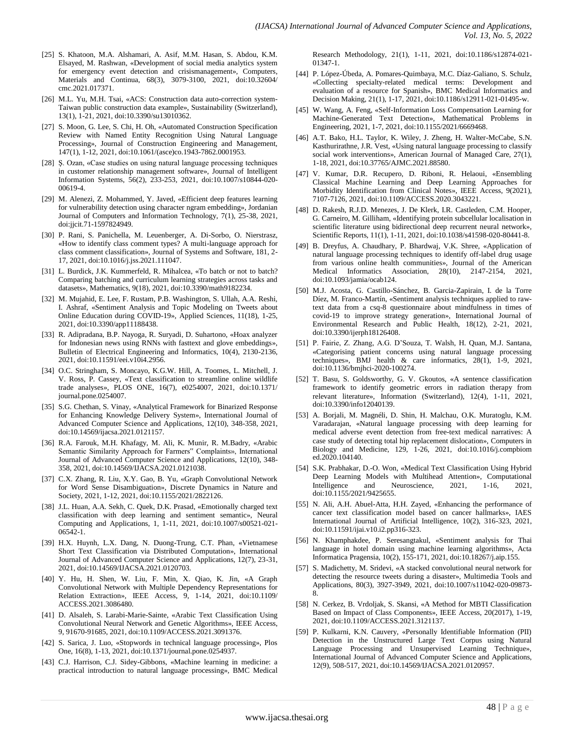[25] S. Khatoon, M.A. Alshamari, A. Asif, M.M. Hasan, S. Abdou, K.M. Elsayed, M. Rashwan, «Development of social media analytics system for emergency event detection and crisismanagement», Computers, Materials and Continua, 68(3), 3079-3100, 2021, doi:10.32604/ cmc.2021.017371.

[26] M.L. Yu, M.H. Tsai, «ACS: Construction data auto-correction system-Taiwan public construction data example», Sustainability (Switzerland), 13(1), 1-21, 2021, doi:10.3390/su13010362.

[27] S. Moon, G. Lee, S. Chi, H. Oh, «Automated Construction Specification Review with Named Entity Recognition Using Natural Language Processing», Journal of Construction Engineering and Management, 147(1), 1-12, 2021, doi:10.1061/(asce)co.1943-7862.0001953.

[28] Ş. Ozan, «Case studies on using natural language processing techniques in customer relationship management software», Journal of Intelligent Information Systems, 56(2), 233-253, 2021, doi:10.1007/s10844-020-00619-4.

[29] M. Alenezi, Z. Mohammed, Y. Javed, «Efficient deep features learning for vulnerability detection using character ngram embedding», Jordanian Journal of Computers and Information Technology, 7(1), 25-38, 2021, doi:jjcit.71-1597824949.

[30] P. Rani, S. Panichella, M. Leuenberger, A. Di-Sorbo, O. Nierstrasz, «How to identify class comment types? A multi-language approach for class comment classification», Journal of Systems and Software, 181, 2-17, 2021, doi:10.1016/j.jss.2021.111047.

[31] L. Burdick, J.K. Kummerfeld, R. Mihalcea, «To batch or not to batch? Comparing batching and curriculum learning strategies across tasks and datasets», Mathematics, 9(18), 2021, doi:10.3390/math9182234.

[32] M. Mujahid, E. Lee, F. Rustam, P.B. Washington, S. Ullah, A.A. Reshi, I. Ashraf, «Sentiment Analysis and Topic Modeling on Tweets about Online Education during COVID-19», Applied Sciences, 11(18), 1-25, 2021, doi:10.3390/app11188438.

[33] R. Adipradana, B.P. Nayoga, R. Suryadi, D. Suhartono, «Hoax analyzer for Indonesian news using RNNs with fasttext and glove embeddings», Bulletin of Electrical Engineering and Informatics, 10(4), 2130-2136, 2021, doi:10.11591/eei.v10i4.2956.

[34] O.C. Stringham, S. Moncayo, K.G.W. Hill, A. Toomes, L. Mitchell, J. V. Ross, P. Cassey, «Text classification to streamline online wildlife trade analyses», PLOS ONE, 16(7), e0254007, 2021, doi:10.1371/ journal.pone.0254007.

[35] S.G. Chethan, S. Vinay, «Analytical Framework for Binarized Response for Enhancing Knowledge Delivery System», International Journal of Advanced Computer Science and Applications, 12(10), 348-358, 2021, doi:10.14569/ijacsa.2021.0121157.

[36] R.A. Farouk, M.H. Khafagy, M. Ali, K. Munir, R. M.Badry, «Arabic Semantic Similarity Approach for Farmers" Complaints», International Journal of Advanced Computer Science and Applications, 12(10), 348-358, 2021, doi:10.14569/IJACSA.2021.0121038.

[37] C.X. Zhang, R. Liu, X.Y. Gao, B. Yu, «Graph Convolutional Network for Word Sense Disambiguation», Discrete Dynamics in Nature and Society, 2021, 1-12, 2021, doi:10.1155/2021/2822126.

[38] J.L. Huan, A.A. Sekh, C. Quek, D.K. Prasad, «Emotionally charged text classification with deep learning and sentiment semantic», Neural Computing and Applications, 1, 1-11, 2021, doi:10.1007/s00521-021-06542-1.

[39] H.X. Huynh, L.X. Dang, N. Duong-Trung, C.T. Phan, «Vietnamese Short Text Classification via Distributed Computation», International Journal of Advanced Computer Science and Applications, 12(7), 23-31, 2021, doi:10.14569/IJACSA.2021.0120703.

[40] Y. Hu, H. Shen, W. Liu, F. Min, X. Qiao, K. Jin, «A Graph Convolutional Network with Multiple Dependency Representations for Relation Extraction», IEEE Access, 9, 1-14, 2021, doi:10.1109/ ACCESS.2021.3086480.

[41] D. Alsaleh, S. Larabi-Marie-Sainte, «Arabic Text Classification Using Convolutional Neural Network and Genetic Algorithms», IEEE Access, 9, 91670-91685, 2021, doi:10.1109/ACCESS.2021.3091376.

[42] S. Sarica, J. Luo, «Stopwords in technical language processing», Plos One, 16(8), 1-13, 2021, doi:10.1371/journal.pone.0254937.

[43] C.J. Harrison, C.J. Sidey-Gibbons, «Machine learning in medicine: a practical introduction to natural language processing», BMC Medical Research Methodology, 21(1), 1-11, 2021, doi:10.1186/s12874-021-01347-1.

[44] P. López-Úbeda, A. Pomares-Quimbaya, M.C. Díaz-Galiano, S. Schulz, «Collecting specialty-related medical terms: Development and evaluation of a resource for Spanish», BMC Medical Informatics and Decision Making, 21(1), 1-17, 2021, doi:10.1186/s12911-021-01495-w.

[45] W. Wang, A. Feng, «Self-Information Loss Compensation Learning for Machine-Generated Text Detection», Mathematical Problems in Engineering, 2021, 1-7, 2021, doi:10.1155/2021/6669468.

[46] A.T. Bako, H.L. Taylor, K. Wiley, J. Zheng, H. Walter-McCabe, S.N. Kasthurirathne, J.R. Vest, «Using natural language processing to classify social work interventions», American Journal of Managed Care, 27(1), 1-18, 2021, doi:10.37765/AJMC.2021.88580.

[47] V. Kumar, D.R. Recupero, D. Riboni, R. Helaoui, «Ensembling Classical Machine Learning and Deep Learning Approaches for Morbidity Identification from Clinical Notes», IEEE Access, 9(2021), 7107-7126, 2021, doi:10.1109/ACCESS.2020.3043221.

[48] D. Rakesh, R.J.D. Menezes, J. De Klerk, I.R. Castleden, C.M. Hooper, G. Carneiro, M. Gilliham, «Identifying protein subcellular localisation in scientific literature using bidirectional deep recurrent neural network», Scientific Reports, 11(1), 1-11, 2021, doi:10.1038/s41598-020-80441-8.

[49] B. Dreyfus, A. Chaudhary, P. Bhardwaj, V.K. Shree, «Application of natural language processing techniques to identify off-label drug usage from various online health communities», Journal of the American Medical Informatics Association, 28(10), 2147-2154, 2021, doi:10.1093/jamia/ocab124.

[50] M.J. Acosta, G. Castillo-Sánchez, B. Garcia-Zapirain, I. de la Torre Díez, M. Franco-Martín, «Sentiment analysis techniques applied to raw-text data from a csq-8 questionnaire about mindfulness in times of covid-19 to improve strategy generation», International Journal of Environmental Research and Public Health, 18(12), 2-21, 2021, doi:10.3390/ijerph18126408.

[51] P. Fairie, Z. Zhang, A.G. D'Souza, T. Walsh, H. Quan, M.J. Santana, «Categorising patient concerns using natural language processing techniques», BMJ health & care informatics, 28(1), 1-9, 2021, doi:10.1136/bmjhci-2020-100274.

[52] T. Basu, S. Goldsworthy, G. V. Gkoutos, «A sentence classification framework to identify geometric errors in radiation therapy from relevant literature», Information (Switzerland), 12(4), 1-11, 2021, doi:10.3390/info12040139.

[53] A. Borjali, M. Magnéli, D. Shin, H. Malchau, O.K. Muratoglu, K.M. Varadarajan, «Natural language processing with deep learning for medical adverse event detection from free-text medical narratives: A case study of detecting total hip replacement dislocation», Computers in Biology and Medicine, 129, 1-26, 2021, doi:10.1016/j.compbiom ed.2020.104140.

[54] S.K. Prabhakar, D.-O. Won, «Medical Text Classification Using Hybrid Deep Learning Models with Multihead Attention», Computational Intelligence and Neuroscience, 2021, 1-16, 2021, doi:10.1155/2021/9425655.

[55] N. Ali, A.H. Abuel-Atta, H.H. Zayed, «Enhancing the performance of cancer text classification model based on cancer hallmarks», IAES International Journal of Artificial Intelligence, 10(2), 316-323, 2021, doi:10.11591/ijai.v10.i2.pp316-323.

[56] N. Khamphakdee, P. Seresangtakul, «Sentiment analysis for Thai language in hotel domain using machine learning algorithms», Acta Informatica Pragensia, 10(2), 155-171, 2021, doi:10.18267/j.aip.155.

[57] S. Madichetty, M. Sridevi, «A stacked convolutional neural network for detecting the resource tweets during a disaster», Multimedia Tools and Applications, 80(3), 3927-3949, 2021, doi:10.1007/s11042-020-09873-8.

[58] N. Cerkez, B. Vrdoljak, S. Skansi, «A Method for MBTI Classification Based on Impact of Class Components», IEEE Access, 20(2017), 1-19, 2021, doi:10.1109/ACCESS.2021.3121137.

[59] P. Kulkarni, K.N. Cauvery, «Personally Identifiable Information (PII) Detection in the Unstructured Large Text Corpus using Natural Language Processing and Unsupervised Learning Technique», International Journal of Advanced Computer Science and Applications, 12(9), 508-517, 2021, doi:10.14569/IJACSA.2021.0120957.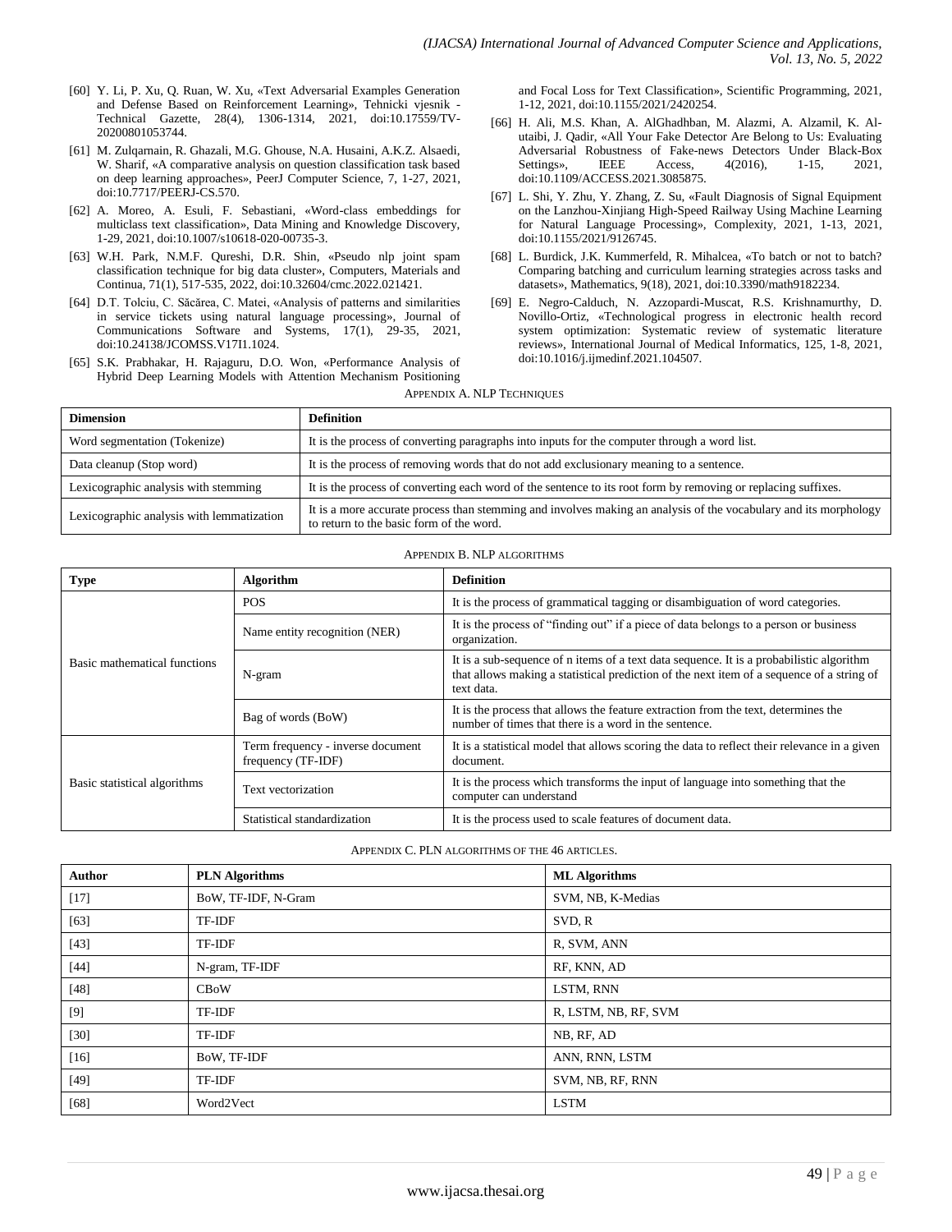[60] Y. Li, P. Xu, Q. Ruan, W. Xu, «Text Adversarial Examples Generation and Defense Based on Reinforcement Learning», Tehnicki vjesnik - Technical Gazette, 28(4), 1306-1314, 2021, doi:10.17559/TV-20200801053744.

[61] M. Zulqarnain, R. Ghazali, M.G. Ghouse, N.A. Husaini, A.K.Z. Alsaedi, W. Sharif, «A comparative analysis on question classification task based on deep learning approaches», PeerJ Computer Science, 7, 1-27, 2021, doi:10.7717/PEERJ-CS.570.

[62] A. Moreo, A. Esuli, F. Sebastiani, «Word-class embeddings for multiclass text classification», Data Mining and Knowledge Discovery, 1-29, 2021, doi:10.1007/s10618-020-00735-3.

[63] W.H. Park, N.M.F. Qureshi, D.R. Shin, «Pseudo nlp joint spam classification technique for big data cluster», Computers, Materials and Continua, 71(1), 517-535, 2022, doi:10.32604/cmc.2022.021421.

[64] D.T. Tolciu, C. Săcărea, C. Matei, «Analysis of patterns and similarities in service tickets using natural language processing», Journal of Communications Software and Systems, 17(1), 29-35, 2021, doi:10.24138/JCOMSS.V17I1.1024.

[65] S.K. Prabhakar, H. Rajaguru, D.O. Won, «Performance Analysis of Hybrid Deep Learning Models with Attention Mechanism Positioning and Focal Loss for Text Classification», Scientific Programming, 2021, 1-12, 2021, doi:10.1155/2021/2420254.

[66] H. Ali, M.S. Khan, A. AlGhadhban, M. Alazmi, A. Alzamil, K. Al-utaibi, J. Qadir, «All Your Fake Detector Are Belong to Us: Evaluating Adversarial Robustness of Fake-news Detectors Under Black-Box Settings», IEEE Access, 4(2016), 1-15, 2021, doi:10.1109/ACCESS.2021.3085875.

[67] L. Shi, Y. Zhu, Y. Zhang, Z. Su, «Fault Diagnosis of Signal Equipment on the Lanzhou-Xinjiang High-Speed Railway Using Machine Learning for Natural Language Processing», Complexity, 2021, 1-13, 2021, doi:10.1155/2021/9126745.

[68] L. Burdick, J.K. Kummerfeld, R. Mihalcea, «To batch or not to batch? Comparing batching and curriculum learning strategies across tasks and datasets», Mathematics, 9(18), 2021, doi:10.3390/math9182234.

[69] E. Negro-Calduch, N. Azzopardi-Muscat, R.S. Krishnamurthy, D. Novillo-Ortiz, «Technological progress in electronic health record system optimization: Systematic review of systematic literature reviews», International Journal of Medical Informatics, 125, 1-8, 2021, doi:10.1016/j.ijmedinf.2021.104507.

APPENDIX A. NLP TECHNIQUES

| Dimension | Definition |
|---|---|
| Word segmentation (Tokenize) | It is the process of converting paragraphs into inputs for the computer through a word list. |
| Data cleanup (Stop word) | It is the process of removing words that do not add exclusionary meaning to a sentence. |
| Lexicographic analysis with stemming | It is the process of converting each word of the sentence to its root form by removing or replacing suffixes. |
| Lexicographic analysis with lemmatization | It is a more accurate process than stemming and involves making an analysis of the vocabulary and its morphology to return to the basic form of the word. |

APPENDIX B. NLP ALGORITHMS

| Type | Algorithm | Definition |
|---|---|---|
| Basic mathematical functions | POS | It is the process of grammatical tagging or disambiguation of word categories. |
| | Name entity recognition (NER) | It is the process of "finding out" if a piece of data belongs to a person or business organization. |
| | N-gram | It is a sub-sequence of n items of a text data sequence. It is a probabilistic algorithm that allows making a statistical prediction of the next item of a sequence of a string of text data. |
| | Bag of words (BoW) | It is the process that allows the feature extraction from the text, determines the number of times that there is a word in the sentence. |
| Basic statistical algorithms | Term frequency - inverse document frequency (TF-IDF) | It is a statistical model that allows scoring the data to reflect their relevance in a given document. |
| | Text vectorization | It is the process which transforms the input of language into something that the computer can understand |
| | Statistical standardization | It is the process used to scale features of document data. |

APPENDIX C. PLN ALGORITHMS OF THE 46 ARTICLES.

| Author | PLN Algorithms | ML Algorithms |
|---|---|---|
| [17] | BoW, TF-IDF, N-Gram | SVM, NB, K-Medias |
| [63] | TF-IDF | SVD, R |
| [43] | TF-IDF | R, SVM, ANN |
| [44] | N-gram, TF-IDF | RF, KNN, AD |
| [48] | CBoW | LSTM, RNN |
| [9] | TF-IDF | R, LSTM, NB, RF, SVM |
| [30] | TF-IDF | NB, RF, AD |
| [16] | BoW, TF-IDF | ANN, RNN, LSTM |
| [49] | TF-IDF | SVM, NB, RF, RNN |
| [68] | Word2Vect | LSTM |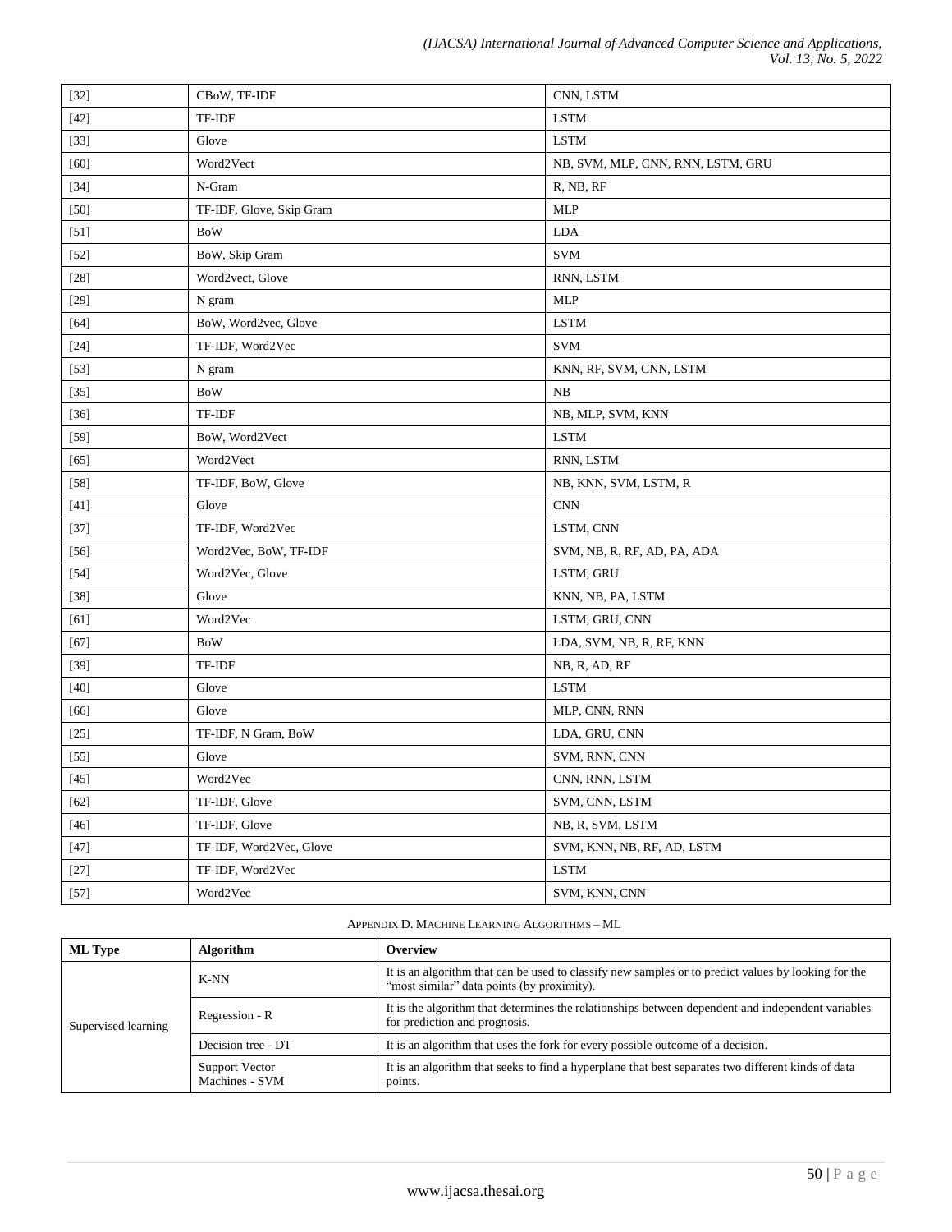| | | |
|---|---|---|
| [32] | CBoW, TF-IDF | CNN, LSTM |
| [42] | TF-IDF | LSTM |
| [33] | Glove | LSTM |
| [60] | Word2Vect | NB, SVM, MLP, CNN, RNN, LSTM, GRU |
| [34] | N-Gram | R, NB, RF |
| [50] | TF-IDF, Glove, Skip Gram | MLP |
| [51] | BoW | LDA |
| [52] | BoW, Skip Gram | SVM |
| [28] | Word2vect, Glove | RNN, LSTM |
| [29] | N gram | MLP |
| [64] | BoW, Word2vec, Glove | LSTM |
| [24] | TF-IDF, Word2Vec | SVM |
| [53] | N gram | KNN, RF, SVM, CNN, LSTM |
| [35] | BoW | NB |
| [36] | TF-IDF | NB, MLP, SVM, KNN |
| [59] | BoW, Word2Vect | LSTM |
| [65] | Word2Vect | RNN, LSTM |
| [58] | TF-IDF, BoW, Glove | NB, KNN, SVM, LSTM, R |
| [41] | Glove | CNN |
| [37] | TF-IDF, Word2Vec | LSTM, CNN |
| [56] | Word2Vec, BoW, TF-IDF | SVM, NB, R, RF, AD, PA, ADA |
| [54] | Word2Vec, Glove | LSTM, GRU |
| [38] | Glove | KNN, NB, PA, LSTM |
| [61] | Word2Vec | LSTM, GRU, CNN |
| [67] | BoW | LDA, SVM, NB, R, RF, KNN |
| [39] | TF-IDF | NB, R, AD, RF |
| [40] | Glove | LSTM |
| [66] | Glove | MLP, CNN, RNN |
| [25] | TF-IDF, N Gram, BoW | LDA, GRU, CNN |
| [55] | Glove | SVM, RNN, CNN |
| [45] | Word2Vec | CNN, RNN, LSTM |
| [62] | TF-IDF, Glove | SVM, CNN, LSTM |
| [46] | TF-IDF, Glove | NB, R, SVM, LSTM |
| [47] | TF-IDF, Word2Vec, Glove | SVM, KNN, NB, RF, AD, LSTM |
| [27] | TF-IDF, Word2Vec | LSTM |
| [57] | Word2Vec | SVM, KNN, CNN |

APPENDIX D. MACHINE LEARNING ALGORITHMS – ML

| ML Type | Algorithm | Overview |
|---|---|---|
| Supervised learning | K-NN | It is an algorithm that can be used to classify new samples or to predict values by looking for the "most similar" data points (by proximity). |
| | Regression - R | It is the algorithm that determines the relationships between dependent and independent variables for prediction and prognosis. |
| | Decision tree - DT | It is an algorithm that uses the fork for every possible outcome of a decision. |
| | Support Vector Machines - SVM | It is an algorithm that seeks to find a hyperplane that best separates two different kinds of data points. |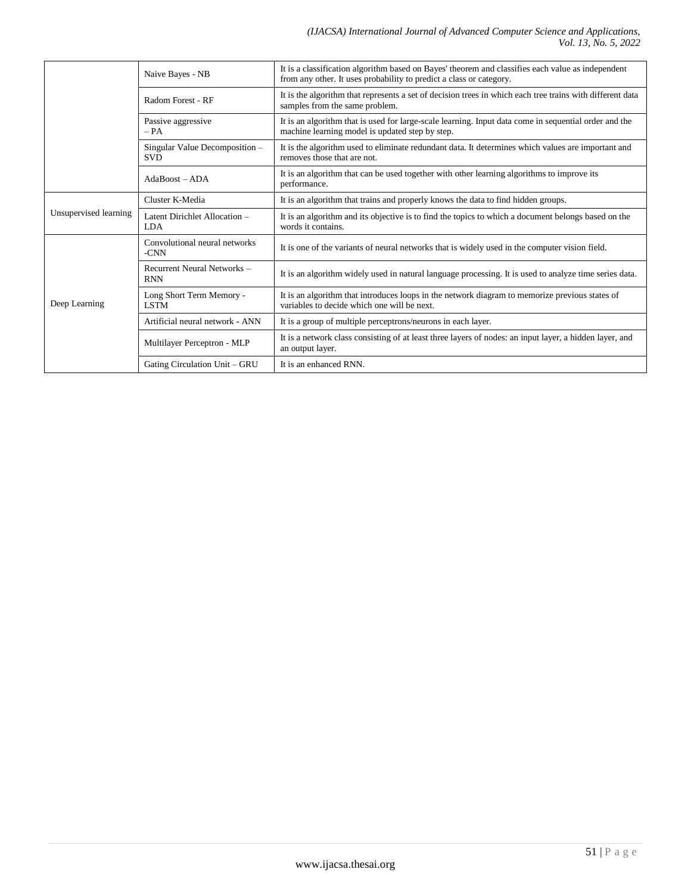| | | |
|---|---|---|
| | Naive Bayes - NB | It is a classification algorithm based on Bayes' theorem and classifies each value as independent from any other. It uses probability to predict a class or category. |
| | Radom Forest - RF | It is the algorithm that represents a set of decision trees in which each tree trains with different data samples from the same problem. |
| | Passive aggressive – PA | It is an algorithm that is used for large-scale learning. Input data come in sequential order and the machine learning model is updated step by step. |
| | Singular Value Decomposition – SVD | It is the algorithm used to eliminate redundant data. It determines which values are important and removes those that are not. |
| | AdaBoost – ADA | It is an algorithm that can be used together with other learning algorithms to improve its performance. |
| Unsupervised learning | Cluster K-Media | It is an algorithm that trains and properly knows the data to find hidden groups. |
| | Latent Dirichlet Allocation – LDA | It is an algorithm and its objective is to find the topics to which a document belongs based on the words it contains. |
| Deep Learning | Convolutional neural networks -CNN | It is one of the variants of neural networks that is widely used in the computer vision field. |
| | Recurrent Neural Networks – RNN | It is an algorithm widely used in natural language processing. It is used to analyze time series data. |
| | Long Short Term Memory - LSTM | It is an algorithm that introduces loops in the network diagram to memorize previous states of variables to decide which one will be next. |
| | Artificial neural network - ANN | It is a group of multiple perceptrons/neurons in each layer. |
| | Multilayer Perceptron - MLP | It is a network class consisting of at least three layers of nodes: an input layer, a hidden layer, and an output layer. |
| | Gating Circulation Unit – GRU | It is an enhanced RNN. |